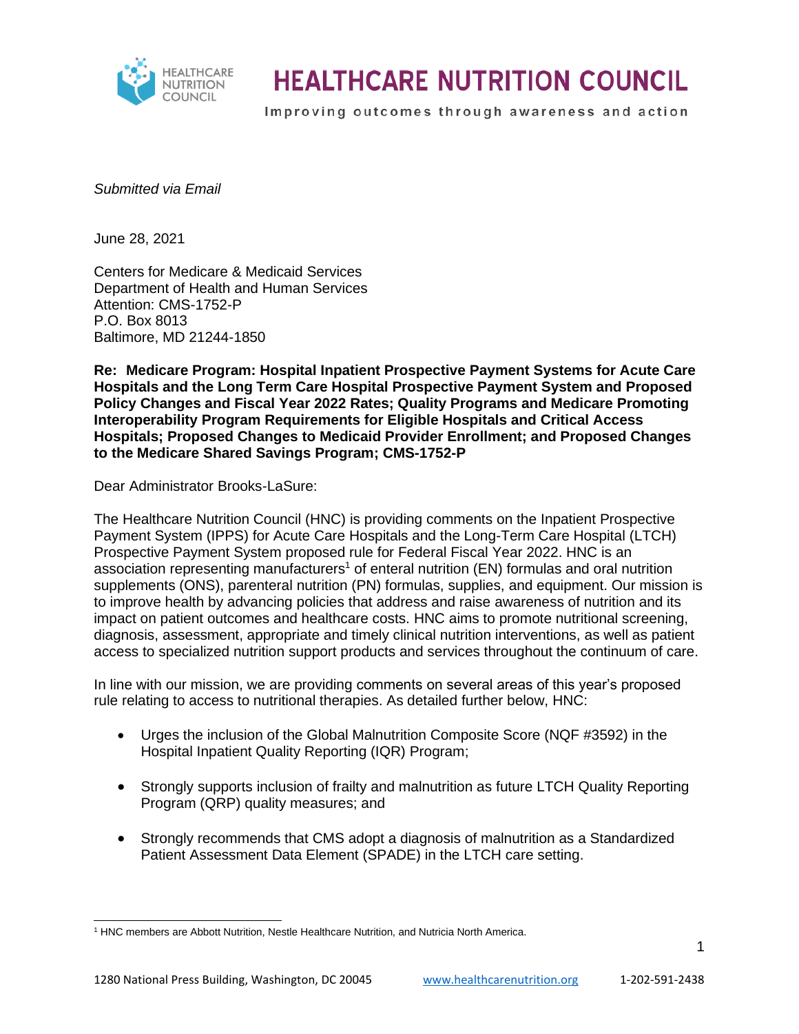# HEALTHCARE NUTRITION COUNCIL

Improving outcomes through awareness and action

*Submitted via Email*

June 28, 2021

Centers for Medicare & Medicaid Services
Department of Health and Human Services
Attention: CMS-1752-P
P.O. Box 8013
Baltimore, MD 21244-1850

**Re: Medicare Program: Hospital Inpatient Prospective Payment Systems for Acute Care Hospitals and the Long Term Care Hospital Prospective Payment System and Proposed Policy Changes and Fiscal Year 2022 Rates; Quality Programs and Medicare Promoting Interoperability Program Requirements for Eligible Hospitals and Critical Access Hospitals; Proposed Changes to Medicaid Provider Enrollment; and Proposed Changes to the Medicare Shared Savings Program; CMS-1752-P**

Dear Administrator Brooks-LaSure:

The Healthcare Nutrition Council (HNC) is providing comments on the Inpatient Prospective Payment System (IPPS) for Acute Care Hospitals and the Long-Term Care Hospital (LTCH) Prospective Payment System proposed rule for Federal Fiscal Year 2022. HNC is an association representing manufacturers[1] of enteral nutrition (EN) formulas and oral nutrition supplements (ONS), parenteral nutrition (PN) formulas, supplies, and equipment. Our mission is to improve health by advancing policies that address and raise awareness of nutrition and its impact on patient outcomes and healthcare costs. HNC aims to promote nutritional screening, diagnosis, assessment, appropriate and timely clinical nutrition interventions, as well as patient access to specialized nutrition support products and services throughout the continuum of care.

In line with our mission, we are providing comments on several areas of this year's proposed rule relating to access to nutritional therapies. As detailed further below, HNC:

- Urges the inclusion of the Global Malnutrition Composite Score (NQF #3592) in the Hospital Inpatient Quality Reporting (IQR) Program;
- Strongly supports inclusion of frailty and malnutrition as future LTCH Quality Reporting Program (QRP) quality measures; and
- Strongly recommends that CMS adopt a diagnosis of malnutrition as a Standardized Patient Assessment Data Element (SPADE) in the LTCH care setting.

[1] HNC members are Abbott Nutrition, Nestle Healthcare Nutrition, and Nutricia North America.

1280 National Press Building, Washington, DC 20045 www.healthcarenutrition.org 1-202-591-2438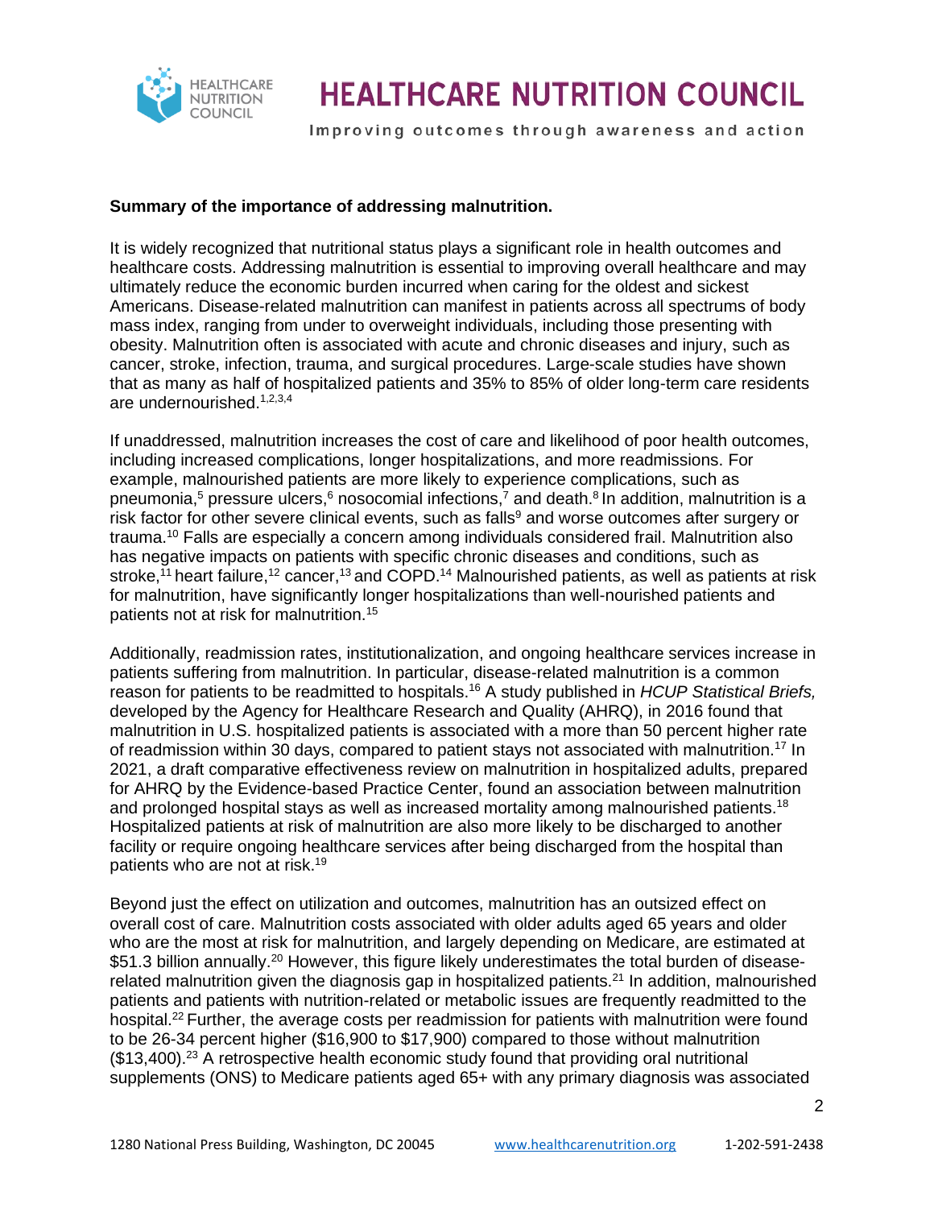**Summary of the importance of addressing malnutrition.**

It is widely recognized that nutritional status plays a significant role in health outcomes and healthcare costs. Addressing malnutrition is essential to improving overall healthcare and may ultimately reduce the economic burden incurred when caring for the oldest and sickest Americans. Disease-related malnutrition can manifest in patients across all spectrums of body mass index, ranging from under to overweight individuals, including those presenting with obesity. Malnutrition often is associated with acute and chronic diseases and injury, such as cancer, stroke, infection, trauma, and surgical procedures. Large-scale studies have shown that as many as half of hospitalized patients and 35% to 85% of older long-term care residents are undernourished.[1,2,3,4]

If unaddressed, malnutrition increases the cost of care and likelihood of poor health outcomes, including increased complications, longer hospitalizations, and more readmissions. For example, malnourished patients are more likely to experience complications, such as pneumonia,[5] pressure ulcers,[6] nosocomial infections,[7] and death.[8] In addition, malnutrition is a risk factor for other severe clinical events, such as falls[9] and worse outcomes after surgery or trauma.[10] Falls are especially a concern among individuals considered frail. Malnutrition also has negative impacts on patients with specific chronic diseases and conditions, such as stroke,[11] heart failure,[12] cancer,[13] and COPD.[14] Malnourished patients, as well as patients at risk for malnutrition, have significantly longer hospitalizations than well-nourished patients and patients not at risk for malnutrition.[15]

Additionally, readmission rates, institutionalization, and ongoing healthcare services increase in patients suffering from malnutrition. In particular, disease-related malnutrition is a common reason for patients to be readmitted to hospitals.[16] A study published in *HCUP Statistical Briefs,* developed by the Agency for Healthcare Research and Quality (AHRQ), in 2016 found that malnutrition in U.S. hospitalized patients is associated with a more than 50 percent higher rate of readmission within 30 days, compared to patient stays not associated with malnutrition.[17] In 2021, a draft comparative effectiveness review on malnutrition in hospitalized adults, prepared for AHRQ by the Evidence-based Practice Center, found an association between malnutrition and prolonged hospital stays as well as increased mortality among malnourished patients.[18] Hospitalized patients at risk of malnutrition are also more likely to be discharged to another facility or require ongoing healthcare services after being discharged from the hospital than patients who are not at risk.[19]

Beyond just the effect on utilization and outcomes, malnutrition has an outsized effect on overall cost of care. Malnutrition costs associated with older adults aged 65 years and older who are the most at risk for malnutrition, and largely depending on Medicare, are estimated at $51.3 billion annually.[20] However, this figure likely underestimates the total burden of disease-related malnutrition given the diagnosis gap in hospitalized patients.[21] In addition, malnourished patients and patients with nutrition-related or metabolic issues are frequently readmitted to the hospital.[22] Further, the average costs per readmission for patients with malnutrition were found to be 26-34 percent higher ($16,900 to $17,900) compared to those without malnutrition ($13,400).[23] A retrospective health economic study found that providing oral nutritional supplements (ONS) to Medicare patients aged 65+ with any primary diagnosis was associated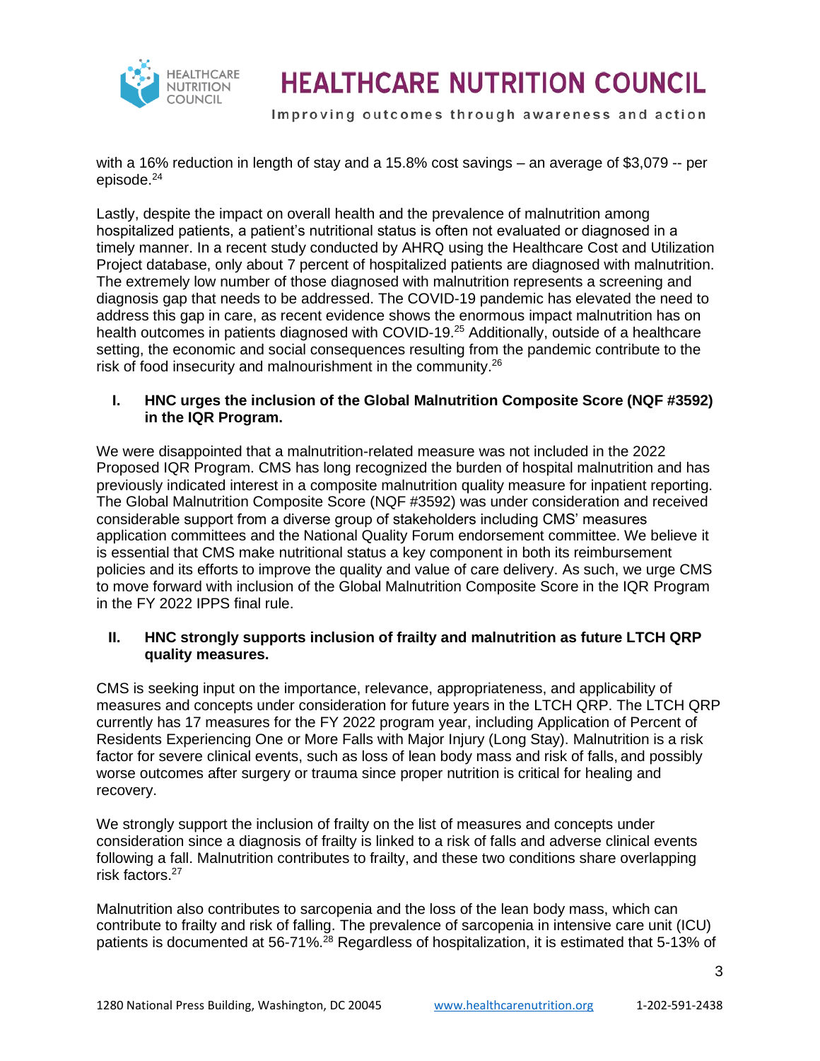with a 16% reduction in length of stay and a 15.8% cost savings – an average of $3,079 -- per episode.[24]

Lastly, despite the impact on overall health and the prevalence of malnutrition among hospitalized patients, a patient's nutritional status is often not evaluated or diagnosed in a timely manner. In a recent study conducted by AHRQ using the Healthcare Cost and Utilization Project database, only about 7 percent of hospitalized patients are diagnosed with malnutrition. The extremely low number of those diagnosed with malnutrition represents a screening and diagnosis gap that needs to be addressed. The COVID-19 pandemic has elevated the need to address this gap in care, as recent evidence shows the enormous impact malnutrition has on health outcomes in patients diagnosed with COVID-19.[25] Additionally, outside of a healthcare setting, the economic and social consequences resulting from the pandemic contribute to the risk of food insecurity and malnourishment in the community.[26]

## I. HNC urges the inclusion of the Global Malnutrition Composite Score (NQF #3592) in the IQR Program.

We were disappointed that a malnutrition-related measure was not included in the 2022 Proposed IQR Program. CMS has long recognized the burden of hospital malnutrition and has previously indicated interest in a composite malnutrition quality measure for inpatient reporting. The Global Malnutrition Composite Score (NQF #3592) was under consideration and received considerable support from a diverse group of stakeholders including CMS' measures application committees and the National Quality Forum endorsement committee. We believe it is essential that CMS make nutritional status a key component in both its reimbursement policies and its efforts to improve the quality and value of care delivery. As such, we urge CMS to move forward with inclusion of the Global Malnutrition Composite Score in the IQR Program in the FY 2022 IPPS final rule.

## II. HNC strongly supports inclusion of frailty and malnutrition as future LTCH QRP quality measures.

CMS is seeking input on the importance, relevance, appropriateness, and applicability of measures and concepts under consideration for future years in the LTCH QRP. The LTCH QRP currently has 17 measures for the FY 2022 program year, including Application of Percent of Residents Experiencing One or More Falls with Major Injury (Long Stay). Malnutrition is a risk factor for severe clinical events, such as loss of lean body mass and risk of falls, and possibly worse outcomes after surgery or trauma since proper nutrition is critical for healing and recovery.

We strongly support the inclusion of frailty on the list of measures and concepts under consideration since a diagnosis of frailty is linked to a risk of falls and adverse clinical events following a fall. Malnutrition contributes to frailty, and these two conditions share overlapping risk factors.[27]

Malnutrition also contributes to sarcopenia and the loss of the lean body mass, which can contribute to frailty and risk of falling. The prevalence of sarcopenia in intensive care unit (ICU) patients is documented at 56-71%.[28] Regardless of hospitalization, it is estimated that 5-13% of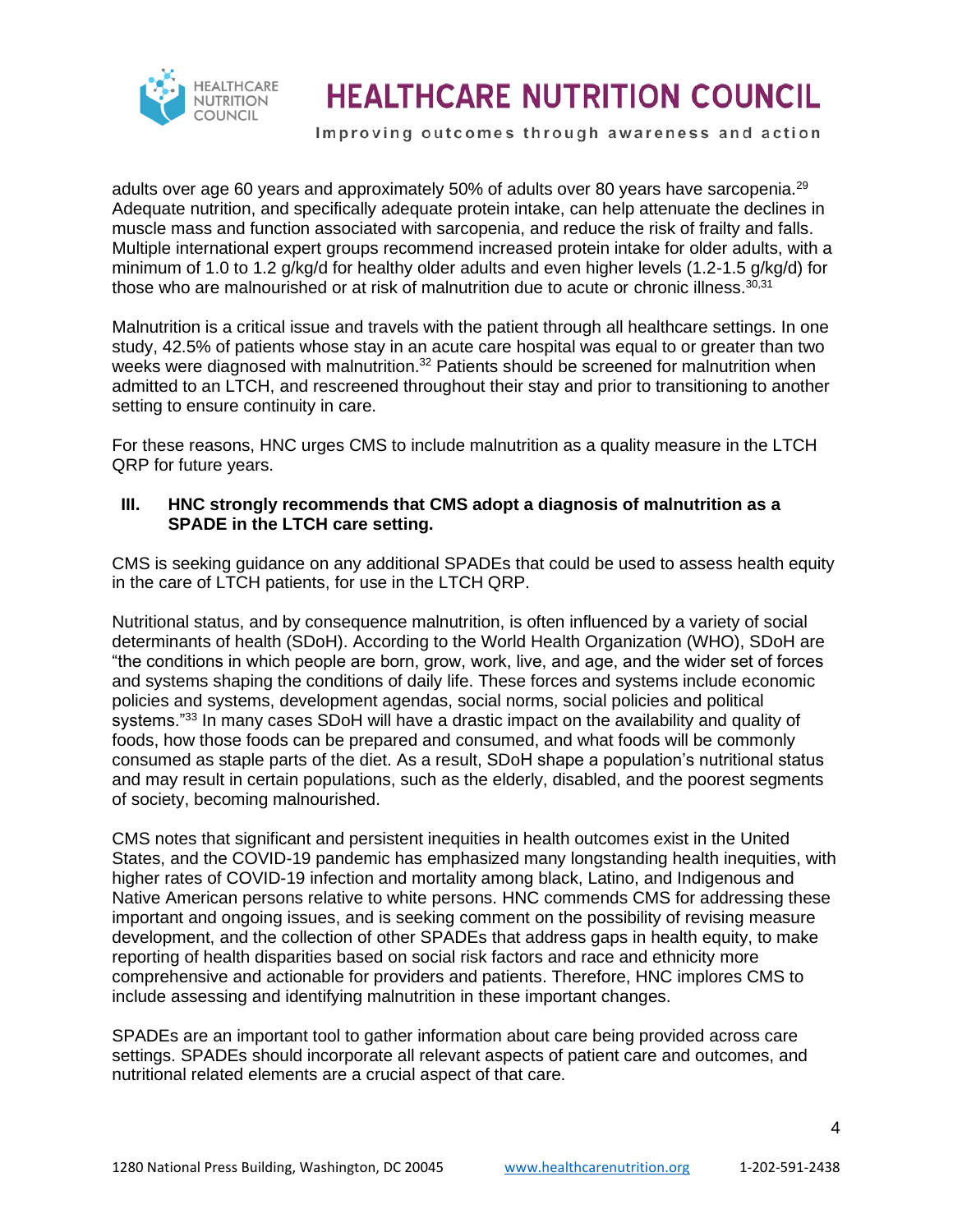adults over age 60 years and approximately 50% of adults over 80 years have sarcopenia.[29] Adequate nutrition, and specifically adequate protein intake, can help attenuate the declines in muscle mass and function associated with sarcopenia, and reduce the risk of frailty and falls. Multiple international expert groups recommend increased protein intake for older adults, with a minimum of 1.0 to 1.2 g/kg/d for healthy older adults and even higher levels (1.2-1.5 g/kg/d) for those who are malnourished or at risk of malnutrition due to acute or chronic illness.[30,31]

Malnutrition is a critical issue and travels with the patient through all healthcare settings. In one study, 42.5% of patients whose stay in an acute care hospital was equal to or greater than two weeks were diagnosed with malnutrition.[32] Patients should be screened for malnutrition when admitted to an LTCH, and rescreened throughout their stay and prior to transitioning to another setting to ensure continuity in care.

For these reasons, HNC urges CMS to include malnutrition as a quality measure in the LTCH QRP for future years.

### III. HNC strongly recommends that CMS adopt a diagnosis of malnutrition as a SPADE in the LTCH care setting.

CMS is seeking guidance on any additional SPADEs that could be used to assess health equity in the care of LTCH patients, for use in the LTCH QRP.

Nutritional status, and by consequence malnutrition, is often influenced by a variety of social determinants of health (SDoH). According to the World Health Organization (WHO), SDoH are "the conditions in which people are born, grow, work, live, and age, and the wider set of forces and systems shaping the conditions of daily life. These forces and systems include economic policies and systems, development agendas, social norms, social policies and political systems."[33] In many cases SDoH will have a drastic impact on the availability and quality of foods, how those foods can be prepared and consumed, and what foods will be commonly consumed as staple parts of the diet. As a result, SDoH shape a population's nutritional status and may result in certain populations, such as the elderly, disabled, and the poorest segments of society, becoming malnourished.

CMS notes that significant and persistent inequities in health outcomes exist in the United States, and the COVID-19 pandemic has emphasized many longstanding health inequities, with higher rates of COVID-19 infection and mortality among black, Latino, and Indigenous and Native American persons relative to white persons. HNC commends CMS for addressing these important and ongoing issues, and is seeking comment on the possibility of revising measure development, and the collection of other SPADEs that address gaps in health equity, to make reporting of health disparities based on social risk factors and race and ethnicity more comprehensive and actionable for providers and patients. Therefore, HNC implores CMS to include assessing and identifying malnutrition in these important changes.

SPADEs are an important tool to gather information about care being provided across care settings. SPADEs should incorporate all relevant aspects of patient care and outcomes, and nutritional related elements are a crucial aspect of that care.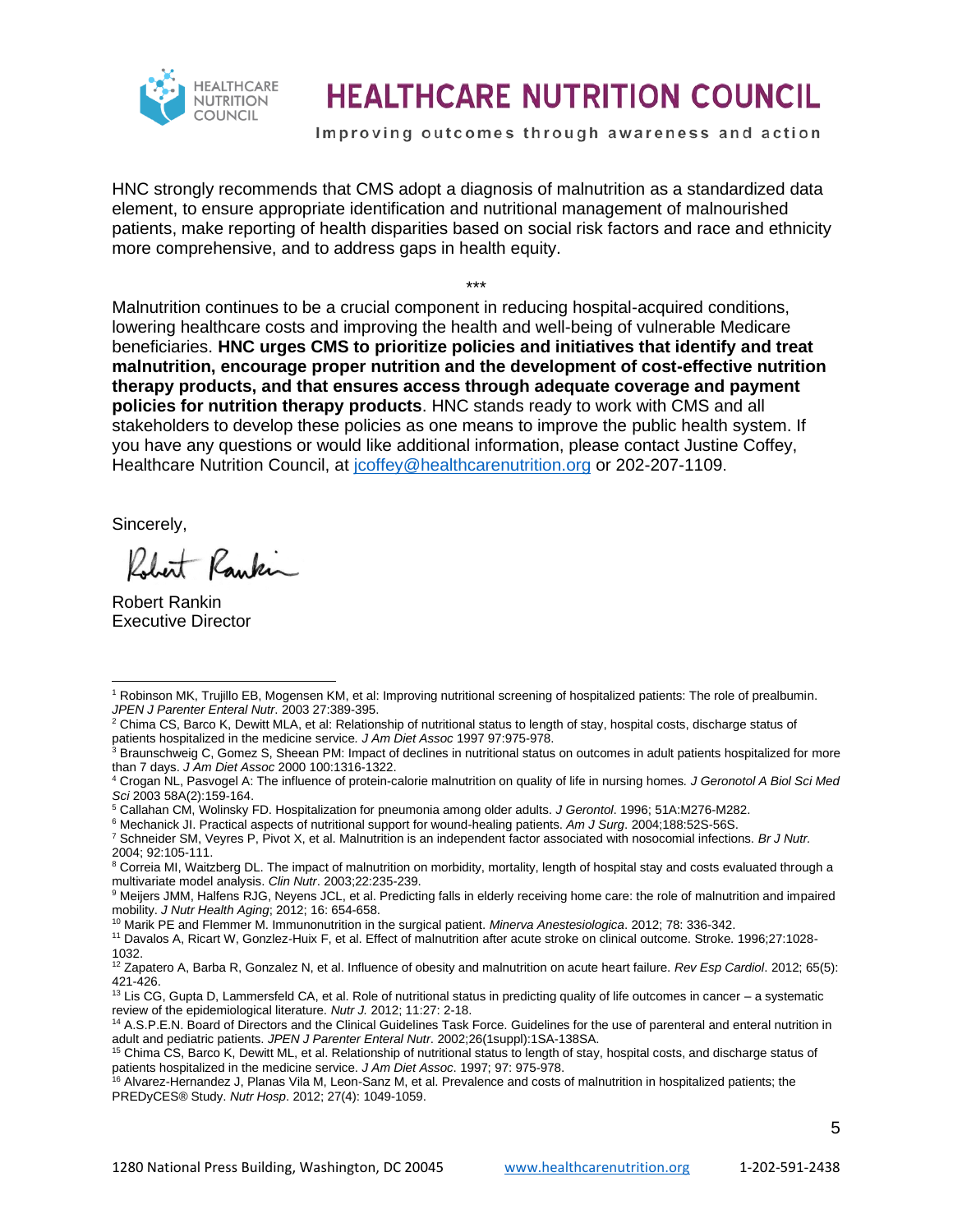HNC strongly recommends that CMS adopt a diagnosis of malnutrition as a standardized data element, to ensure appropriate identification and nutritional management of malnourished patients, make reporting of health disparities based on social risk factors and race and ethnicity more comprehensive, and to address gaps in health equity.

***

Malnutrition continues to be a crucial component in reducing hospital-acquired conditions, lowering healthcare costs and improving the health and well-being of vulnerable Medicare beneficiaries. **HNC urges CMS to prioritize policies and initiatives that identify and treat malnutrition, encourage proper nutrition and the development of cost-effective nutrition therapy products, and that ensures access through adequate coverage and payment policies for nutrition therapy products**. HNC stands ready to work with CMS and all stakeholders to develop these policies as one means to improve the public health system. If you have any questions or would like additional information, please contact Justine Coffey, Healthcare Nutrition Council, at jcoffey@healthcarenutrition.org or 202-207-1109.

Sincerely,

Robert Rankin
Executive Director

---

[1] Robinson MK, Trujillo EB, Mogensen KM, et al: Improving nutritional screening of hospitalized patients: The role of prealbumin. *JPEN J Parenter Enteral Nutr*. 2003 27:389-395.

[2] Chima CS, Barco K, Dewitt MLA, et al: Relationship of nutritional status to length of stay, hospital costs, discharge status of patients hospitalized in the medicine service. *J Am Diet Assoc* 1997 97:975-978.

[3] Braunschweig C, Gomez S, Sheean PM: Impact of declines in nutritional status on outcomes in adult patients hospitalized for more than 7 days. *J Am Diet Assoc* 2000 100:1316-1322.

[4] Crogan NL, Pasvogel A: The influence of protein-calorie malnutrition on quality of life in nursing homes. *J Geronotol A Biol Sci Med Sci* 2003 58A(2):159-164.

[5] Callahan CM, Wolinsky FD. Hospitalization for pneumonia among older adults. *J Gerontol*. 1996; 51A:M276-M282.

[6] Mechanick JI. Practical aspects of nutritional support for wound-healing patients. *Am J Surg*. 2004;188:52S-56S.

[7] Schneider SM, Veyres P, Pivot X, et al. Malnutrition is an independent factor associated with nosocomial infections. *Br J Nutr.* 2004; 92:105-111.

[8] Correia MI, Waitzberg DL. The impact of malnutrition on morbidity, mortality, length of hospital stay and costs evaluated through a multivariate model analysis. *Clin Nutr*. 2003;22:235-239.

[9] Meijers JMM, Halfens RJG, Neyens JCL, et al. Predicting falls in elderly receiving home care: the role of malnutrition and impaired mobility. *J Nutr Health Aging*; 2012; 16: 654-658.

[10] Marik PE and Flemmer M. Immunonutrition in the surgical patient. *Minerva Anestesiologica*. 2012; 78: 336-342.

[11] Davalos A, Ricart W, Gonzlez-Huix F, et al. Effect of malnutrition after acute stroke on clinical outcome. Stroke. 1996;27:1028-1032.

[12] Zapatero A, Barba R, Gonzalez N, et al. Influence of obesity and malnutrition on acute heart failure. *Rev Esp Cardiol*. 2012; 65(5): 421-426.

[13] Lis CG, Gupta D, Lammersfeld CA, et al. Role of nutritional status in predicting quality of life outcomes in cancer – a systematic review of the epidemiological literature. *Nutr J.* 2012; 11:27: 2-18.

[14] A.S.P.E.N. Board of Directors and the Clinical Guidelines Task Force. Guidelines for the use of parenteral and enteral nutrition in adult and pediatric patients. *JPEN J Parenter Enteral Nutr*. 2002;26(1suppl):1SA-138SA.

[15] Chima CS, Barco K, Dewitt ML, et al. Relationship of nutritional status to length of stay, hospital costs, and discharge status of patients hospitalized in the medicine service. *J Am Diet Assoc*. 1997; 97: 975-978.

[16] Alvarez-Hernandez J, Planas Vila M, Leon-Sanz M, et al. Prevalence and costs of malnutrition in hospitalized patients; the PREDyCES® Study. *Nutr Hosp*. 2012; 27(4): 1049-1059.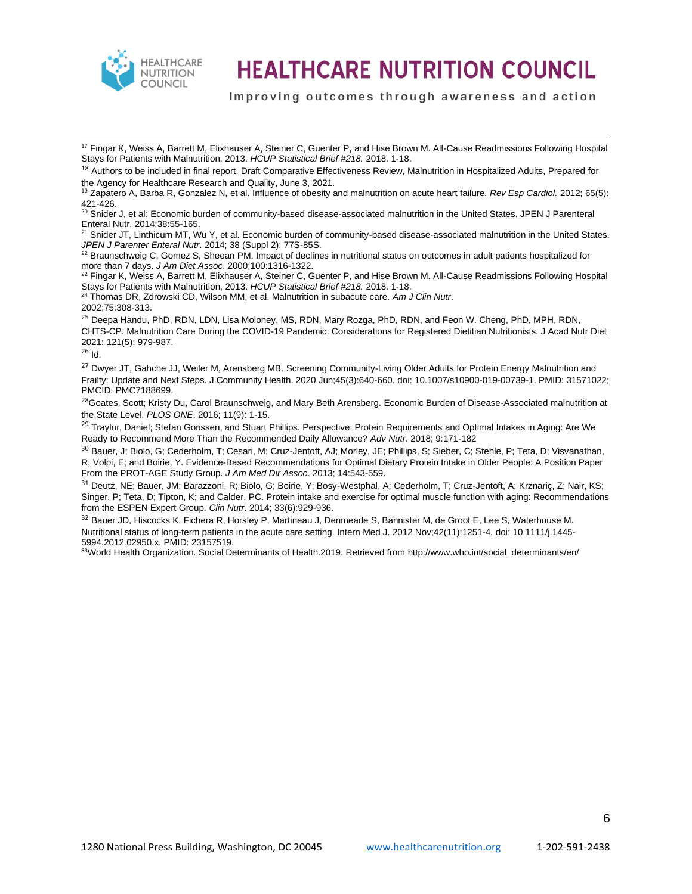[17] Fingar K, Weiss A, Barrett M, Elixhauser A, Steiner C, Guenter P, and Hise Brown M. All-Cause Readmissions Following Hospital Stays for Patients with Malnutrition, 2013. *HCUP Statistical Brief #218.* 2018. 1-18.

[18] Authors to be included in final report. Draft Comparative Effectiveness Review, Malnutrition in Hospitalized Adults, Prepared for the Agency for Healthcare Research and Quality, June 3, 2021.

[19] Zapatero A, Barba R, Gonzalez N, et al. Influence of obesity and malnutrition on acute heart failure. *Rev Esp Cardiol.* 2012; 65(5): 421-426.

[20] Snider J, et al: Economic burden of community-based disease-associated malnutrition in the United States. JPEN J Parenteral Enteral Nutr. 2014;38:55-165.

[21] Snider JT, Linthicum MT, Wu Y, et al. Economic burden of community-based disease-associated malnutrition in the United States. *JPEN J Parenter Enteral Nutr*. 2014; 38 (Suppl 2): 77S-85S.

[22] Braunschweig C, Gomez S, Sheean PM. Impact of declines in nutritional status on outcomes in adult patients hospitalized for more than 7 days. *J Am Diet Assoc*. 2000;100:1316-1322.

[22] Fingar K, Weiss A, Barrett M, Elixhauser A, Steiner C, Guenter P, and Hise Brown M. All-Cause Readmissions Following Hospital Stays for Patients with Malnutrition, 2013. *HCUP Statistical Brief #218.* 2018. 1-18.

[24] Thomas DR, Zdrowski CD, Wilson MM, et al. Malnutrition in subacute care. *Am J Clin Nutr*. 2002;75:308-313.

[25] Deepa Handu, PhD, RDN, LDN, Lisa Moloney, MS, RDN, Mary Rozga, PhD, RDN, and Feon W. Cheng, PhD, MPH, RDN, CHTS-CP. Malnutrition Care During the COVID-19 Pandemic: Considerations for Registered Dietitian Nutritionists. J Acad Nutr Diet 2021: 121(5): 979-987.

[26] Id.

[27] Dwyer JT, Gahche JJ, Weiler M, Arensberg MB. Screening Community-Living Older Adults for Protein Energy Malnutrition and Frailty: Update and Next Steps. J Community Health. 2020 Jun;45(3):640-660. doi: 10.1007/s10900-019-00739-1. PMID: 31571022; PMCID: PMC7188699.

[28] Goates, Scott; Kristy Du, Carol Braunschweig, and Mary Beth Arensberg. Economic Burden of Disease-Associated malnutrition at the State Level. *PLOS ONE*. 2016; 11(9): 1-15.

[29] Traylor, Daniel; Stefan Gorissen, and Stuart Phillips. Perspective: Protein Requirements and Optimal Intakes in Aging: Are We Ready to Recommend More Than the Recommended Daily Allowance? *Adv Nutr.* 2018; 9:171-182

[30] Bauer, J; Biolo, G; Cederholm, T; Cesari, M; Cruz-Jentoft, AJ; Morley, JE; Phillips, S; Sieber, C; Stehle, P; Teta, D; Visvanathan, R; Volpi, E; and Boirie, Y. Evidence-Based Recommendations for Optimal Dietary Protein Intake in Older People: A Position Paper From the PROT-AGE Study Group. *J Am Med Dir Assoc*. 2013; 14:543-559.

[31] Deutz, NE; Bauer, JM; Barazzoni, R; Biolo, G; Boirie, Y; Bosy-Westphal, A; Cederholm, T; Cruz-Jentoft, A; Krznariç, Z; Nair, KS; Singer, P; Teta, D; Tipton, K; and Calder, PC. Protein intake and exercise for optimal muscle function with aging: Recommendations from the ESPEN Expert Group. *Clin Nutr*. 2014; 33(6):929-936.

[32] Bauer JD, Hiscocks K, Fichera R, Horsley P, Martineau J, Denmeade S, Bannister M, de Groot E, Lee S, Waterhouse M. Nutritional status of long-term patients in the acute care setting. Intern Med J. 2012 Nov;42(11):1251-4. doi: 10.1111/j.1445-5994.2012.02950.x. PMID: 23157519.

[33] World Health Organization. Social Determinants of Health.2019. Retrieved from http://www.who.int/social_determinants/en/